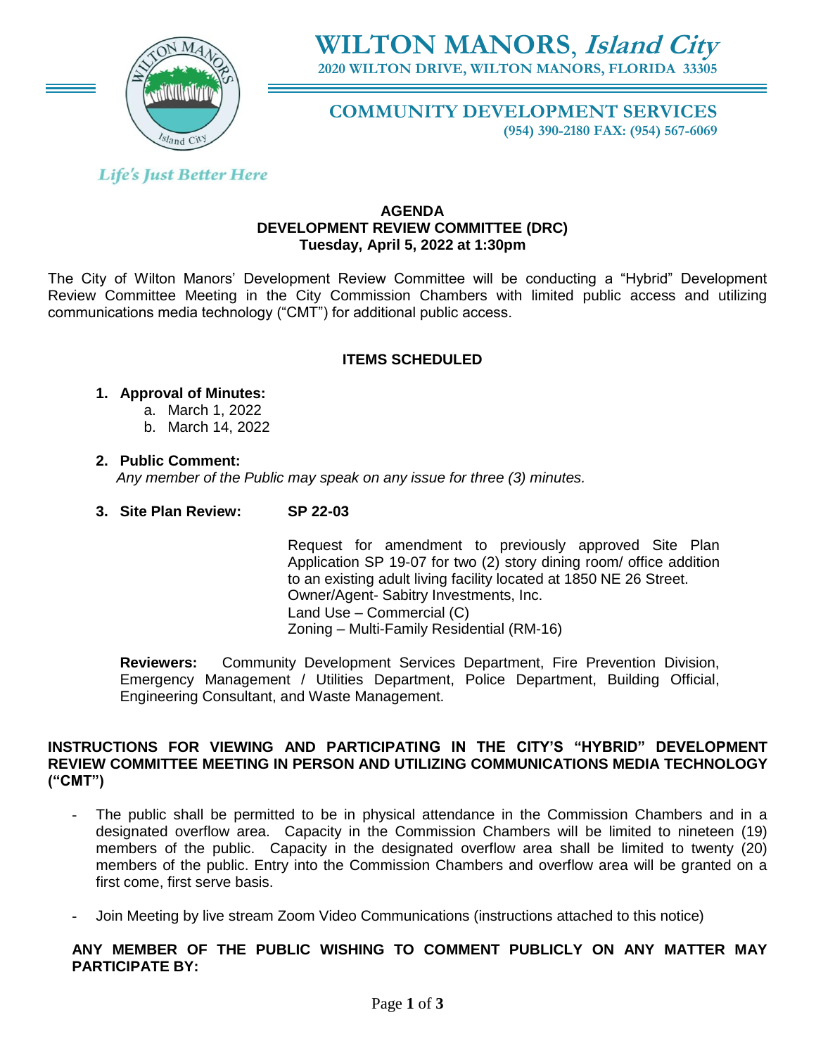# WILTON MANORS, *Island City*

**2020 WILTON DRIVE, WILTON MANORS, FLORIDA 33305**

## COMMUNITY DEVELOPMENT SERVICES

**(954) 390-2180 FAX: (954) 567-6069**

*Life's Just Better Here*

**AGENDA**
**DEVELOPMENT REVIEW COMMITTEE (DRC)**
**Tuesday, April 5, 2022 at 1:30pm**

The City of Wilton Manors' Development Review Committee will be conducting a "Hybrid" Development Review Committee Meeting in the City Commission Chambers with limited public access and utilizing communications media technology ("CMT") for additional public access.

**ITEMS SCHEDULED**

1. **Approval of Minutes:**
   a. March 1, 2022
   b. March 14, 2022

2. **Public Comment:**
   *Any member of the Public may speak on any issue for three (3) minutes.*

3. **Site Plan Review:** **SP 22-03**

   Request for amendment to previously approved Site Plan Application SP 19-07 for two (2) story dining room/ office addition to an existing adult living facility located at 1850 NE 26 Street.
   Owner/Agent- Sabitry Investments, Inc.
   Land Use – Commercial (C)
   Zoning – Multi-Family Residential (RM-16)

   **Reviewers:** Community Development Services Department, Fire Prevention Division, Emergency Management / Utilities Department, Police Department, Building Official, Engineering Consultant, and Waste Management.

**INSTRUCTIONS FOR VIEWING AND PARTICIPATING IN THE CITY'S "HYBRID" DEVELOPMENT REVIEW COMMITTEE MEETING IN PERSON AND UTILIZING COMMUNICATIONS MEDIA TECHNOLOGY ("CMT")**

- The public shall be permitted to be in physical attendance in the Commission Chambers and in a designated overflow area. Capacity in the Commission Chambers will be limited to nineteen (19) members of the public. Capacity in the designated overflow area shall be limited to twenty (20) members of the public. Entry into the Commission Chambers and overflow area will be granted on a first come, first serve basis.
- Join Meeting by live stream Zoom Video Communications (instructions attached to this notice)

**ANY MEMBER OF THE PUBLIC WISHING TO COMMENT PUBLICLY ON ANY MATTER MAY PARTICIPATE BY:**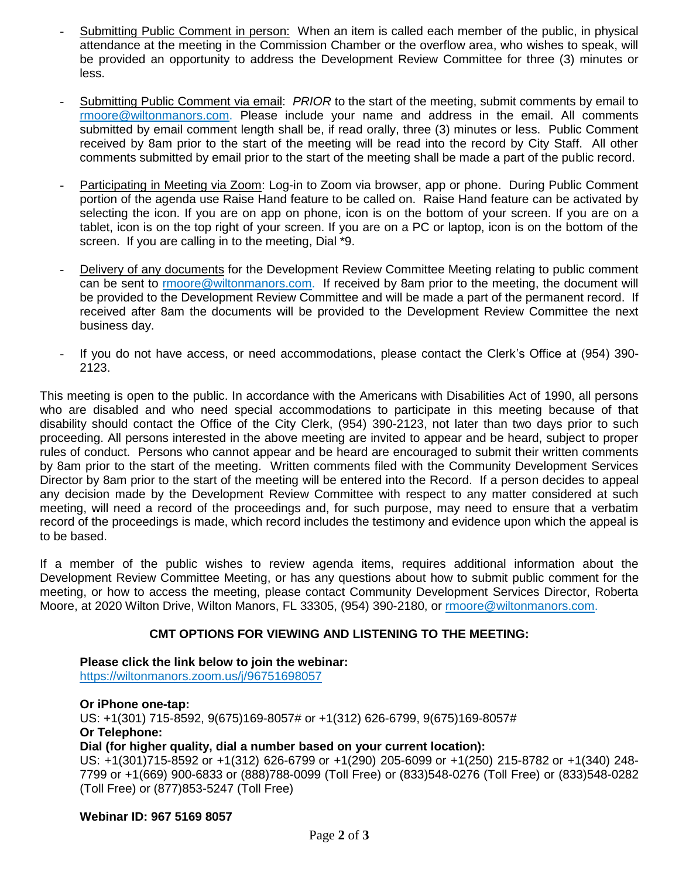- Submitting Public Comment in person: When an item is called each member of the public, in physical attendance at the meeting in the Commission Chamber or the overflow area, who wishes to speak, will be provided an opportunity to address the Development Review Committee for three (3) minutes or less.

- Submitting Public Comment via email: *PRIOR* to the start of the meeting, submit comments by email to rmoore@wiltonmanors.com. Please include your name and address in the email. All comments submitted by email comment length shall be, if read orally, three (3) minutes or less. Public Comment received by 8am prior to the start of the meeting will be read into the record by City Staff. All other comments submitted by email prior to the start of the meeting shall be made a part of the public record.

- Participating in Meeting via Zoom: Log-in to Zoom via browser, app or phone. During Public Comment portion of the agenda use Raise Hand feature to be called on. Raise Hand feature can be activated by selecting the icon. If you are on app on phone, icon is on the bottom of your screen. If you are on a tablet, icon is on the top right of your screen. If you are on a PC or laptop, icon is on the bottom of the screen. If you are calling in to the meeting, Dial *9.

- Delivery of any documents for the Development Review Committee Meeting relating to public comment can be sent to rmoore@wiltonmanors.com. If received by 8am prior to the meeting, the document will be provided to the Development Review Committee and will be made a part of the permanent record. If received after 8am the documents will be provided to the Development Review Committee the next business day.

- If you do not have access, or need accommodations, please contact the Clerk's Office at (954) 390-2123.

This meeting is open to the public. In accordance with the Americans with Disabilities Act of 1990, all persons who are disabled and who need special accommodations to participate in this meeting because of that disability should contact the Office of the City Clerk, (954) 390-2123, not later than two days prior to such proceeding. All persons interested in the above meeting are invited to appear and be heard, subject to proper rules of conduct. Persons who cannot appear and be heard are encouraged to submit their written comments by 8am prior to the start of the meeting. Written comments filed with the Community Development Services Director by 8am prior to the start of the meeting will be entered into the Record. If a person decides to appeal any decision made by the Development Review Committee with respect to any matter considered at such meeting, will need a record of the proceedings and, for such purpose, may need to ensure that a verbatim record of the proceedings is made, which record includes the testimony and evidence upon which the appeal is to be based.

If a member of the public wishes to review agenda items, requires additional information about the Development Review Committee Meeting, or has any questions about how to submit public comment for the meeting, or how to access the meeting, please contact Community Development Services Director, Roberta Moore, at 2020 Wilton Drive, Wilton Manors, FL 33305, (954) 390-2180, or rmoore@wiltonmanors.com.

**CMT OPTIONS FOR VIEWING AND LISTENING TO THE MEETING:**

**Please click the link below to join the webinar:**
https://wiltonmanors.zoom.us/j/96751698057

**Or iPhone one-tap:**
US: +1(301) 715-8592, 9(675)169-8057# or +1(312) 626-6799, 9(675)169-8057#
**Or Telephone:**
**Dial (for higher quality, dial a number based on your current location):**
US: +1(301)715-8592 or +1(312) 626-6799 or +1(290) 205-6099 or +1(250) 215-8782 or +1(340) 248-7799 or +1(669) 900-6833 or (888)788-0099 (Toll Free) or (833)548-0276 (Toll Free) or (833)548-0282 (Toll Free) or (877)853-5247 (Toll Free)

**Webinar ID: 967 5169 8057**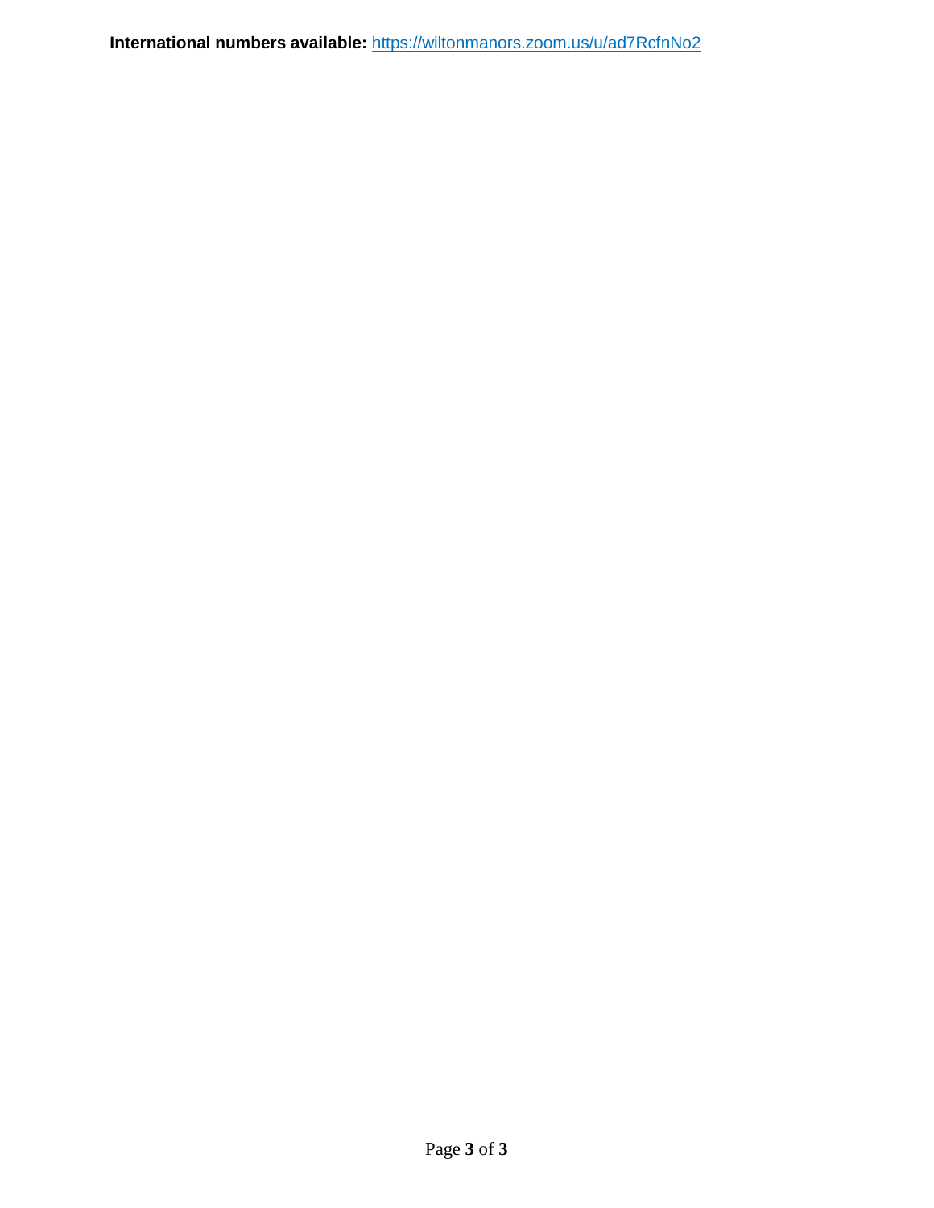**International numbers available:** https://wiltonmanors.zoom.us/u/ad7RcfnNo2